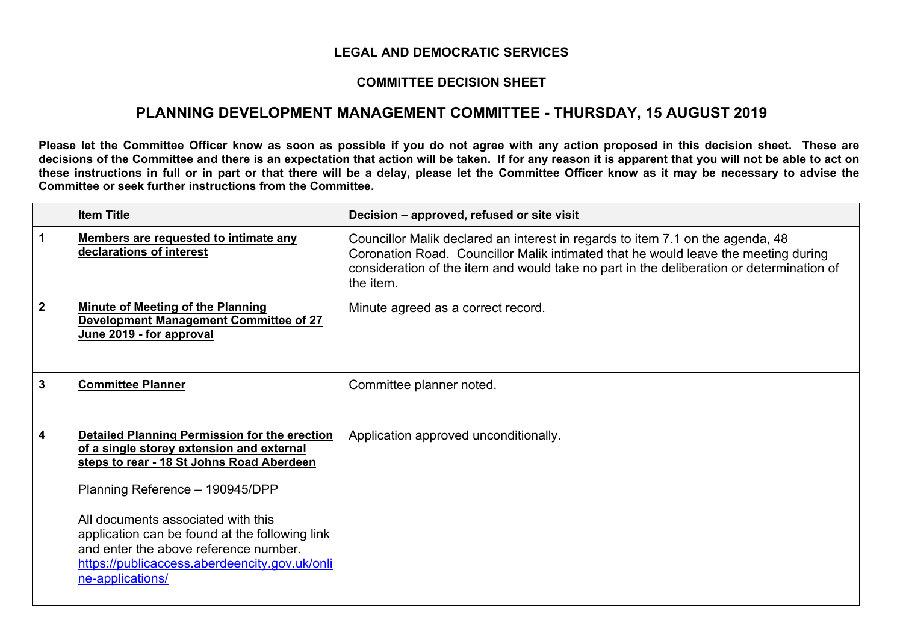**LEGAL AND DEMOCRATIC SERVICES**

**COMMITTEE DECISION SHEET**

## PLANNING DEVELOPMENT MANAGEMENT COMMITTEE - THURSDAY, 15 AUGUST 2019

**Please let the Committee Officer know as soon as possible if you do not agree with any action proposed in this decision sheet. These are decisions of the Committee and there is an expectation that action will be taken. If for any reason it is apparent that you will not be able to act on these instructions in full or in part or that there will be a delay, please let the Committee Officer know as it may be necessary to advise the Committee or seek further instructions from the Committee.**

| | Item Title | Decision – approved, refused or site visit |
|---|---|---|
| **1** | **Members are requested to intimate any declarations of interest** | Councillor Malik declared an interest in regards to item 7.1 on the agenda, 48 Coronation Road. Councillor Malik intimated that he would leave the meeting during consideration of the item and would take no part in the deliberation or determination of the item. |
| **2** | **Minute of Meeting of the Planning Development Management Committee of 27 June 2019 - for approval** | Minute agreed as a correct record. |
| **3** | **Committee Planner** | Committee planner noted. |
| **4** | **Detailed Planning Permission for the erection of a single storey extension and external steps to rear - 18 St Johns Road Aberdeen**<br><br>Planning Reference – 190945/DPP<br><br>All documents associated with this application can be found at the following link and enter the above reference number. https://publicaccess.aberdeencity.gov.uk/online-applications/ | Application approved unconditionally. |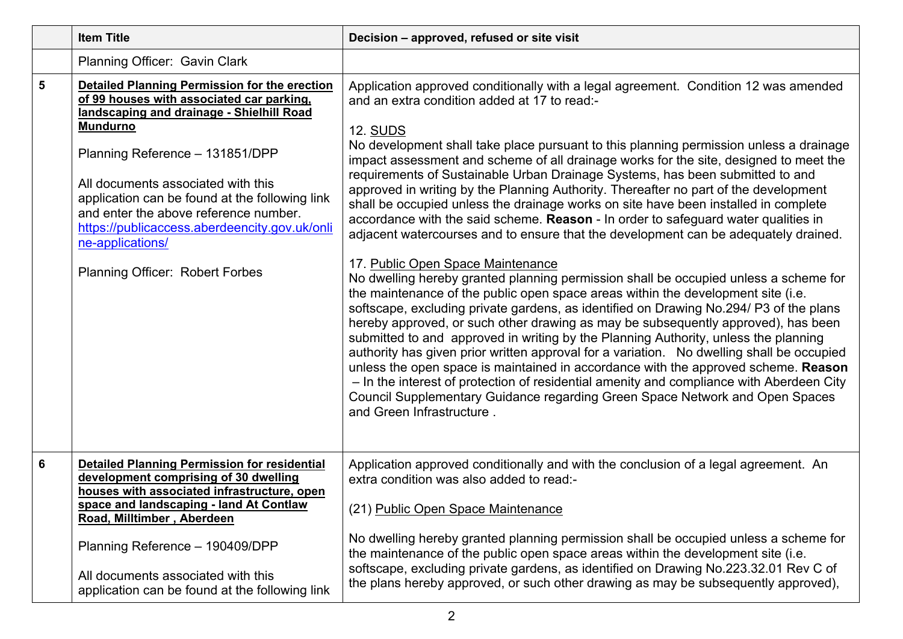| | Item Title | Decision – approved, refused or site visit |
|---|---|---|
| | Planning Officer: Gavin Clark | |
| 5 | **Detailed Planning Permission for the erection of 99 houses with associated car parking, landscaping and drainage - Shielhill Road Mundurno**<br><br>Planning Reference – 131851/DPP<br><br>All documents associated with this application can be found at the following link and enter the above reference number. https://publicaccess.aberdeencity.gov.uk/online-applications/<br><br>Planning Officer: Robert Forbes | Application approved conditionally with a legal agreement. Condition 12 was amended and an extra condition added at 17 to read:-<br><br>12. SUDS<br>No development shall take place pursuant to this planning permission unless a drainage impact assessment and scheme of all drainage works for the site, designed to meet the requirements of Sustainable Urban Drainage Systems, has been submitted to and approved in writing by the Planning Authority. Thereafter no part of the development shall be occupied unless the drainage works on site have been installed in complete accordance with the said scheme. **Reason** - In order to safeguard water qualities in adjacent watercourses and to ensure that the development can be adequately drained.<br><br>17. Public Open Space Maintenance<br>No dwelling hereby granted planning permission shall be occupied unless a scheme for the maintenance of the public open space areas within the development site (i.e. softscape, excluding private gardens, as identified on Drawing No.294/ P3 of the plans hereby approved, or such other drawing as may be subsequently approved), has been submitted to and approved in writing by the Planning Authority, unless the planning authority has given prior written approval for a variation. No dwelling shall be occupied unless the open space is maintained in accordance with the approved scheme. **Reason** – In the interest of protection of residential amenity and compliance with Aberdeen City Council Supplementary Guidance regarding Green Space Network and Open Spaces and Green Infrastructure . |
| 6 | **Detailed Planning Permission for residential development comprising of 30 dwelling houses with associated infrastructure, open space and landscaping - land At Contlaw Road, Milltimber , Aberdeen**<br><br>Planning Reference – 190409/DPP<br><br>All documents associated with this application can be found at the following link | Application approved conditionally and with the conclusion of a legal agreement. An extra condition was also added to read:-<br><br>(21) Public Open Space Maintenance<br><br>No dwelling hereby granted planning permission shall be occupied unless a scheme for the maintenance of the public open space areas within the development site (i.e. softscape, excluding private gardens, as identified on Drawing No.223.32.01 Rev C of the plans hereby approved, or such other drawing as may be subsequently approved), |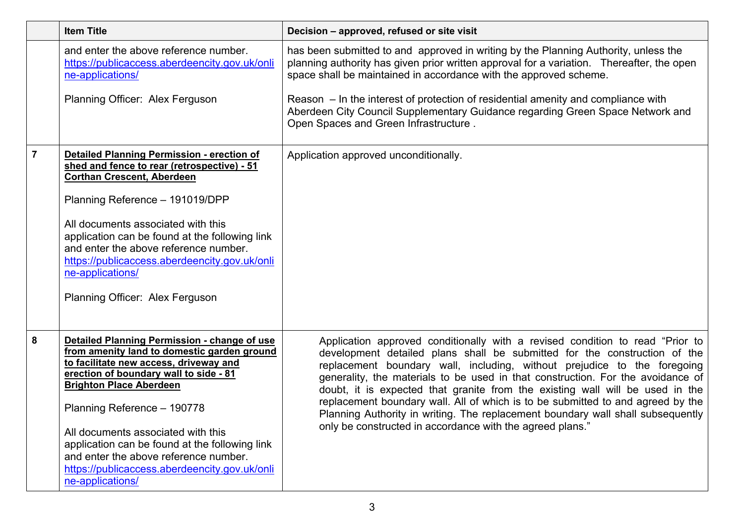|  | Item Title | Decision – approved, refused or site visit |
|---|---|---|
|  | and enter the above reference number. https://publicaccess.aberdeencity.gov.uk/online-applications/<br><br>Planning Officer: Alex Ferguson | has been submitted to and approved in writing by the Planning Authority, unless the planning authority has given prior written approval for a variation. Thereafter, the open space shall be maintained in accordance with the approved scheme.<br><br>Reason – In the interest of protection of residential amenity and compliance with Aberdeen City Council Supplementary Guidance regarding Green Space Network and Open Spaces and Green Infrastructure . |
| 7 | **Detailed Planning Permission - erection of shed and fence to rear (retrospective) - 51 Corthan Crescent, Aberdeen**<br><br>Planning Reference – 191019/DPP<br><br>All documents associated with this application can be found at the following link and enter the above reference number. https://publicaccess.aberdeencity.gov.uk/online-applications/<br><br>Planning Officer: Alex Ferguson | Application approved unconditionally. |
| 8 | **Detailed Planning Permission - change of use from amenity land to domestic garden ground to facilitate new access, driveway and erection of boundary wall to side - 81 Brighton Place Aberdeen**<br><br>Planning Reference – 190778<br><br>All documents associated with this application can be found at the following link and enter the above reference number. https://publicaccess.aberdeencity.gov.uk/online-applications/ | Application approved conditionally with a revised condition to read "Prior to development detailed plans shall be submitted for the construction of the replacement boundary wall, including, without prejudice to the foregoing generality, the materials to be used in that construction. For the avoidance of doubt, it is expected that granite from the existing wall will be used in the replacement boundary wall. All of which is to be submitted to and agreed by the Planning Authority in writing. The replacement boundary wall shall subsequently only be constructed in accordance with the agreed plans." |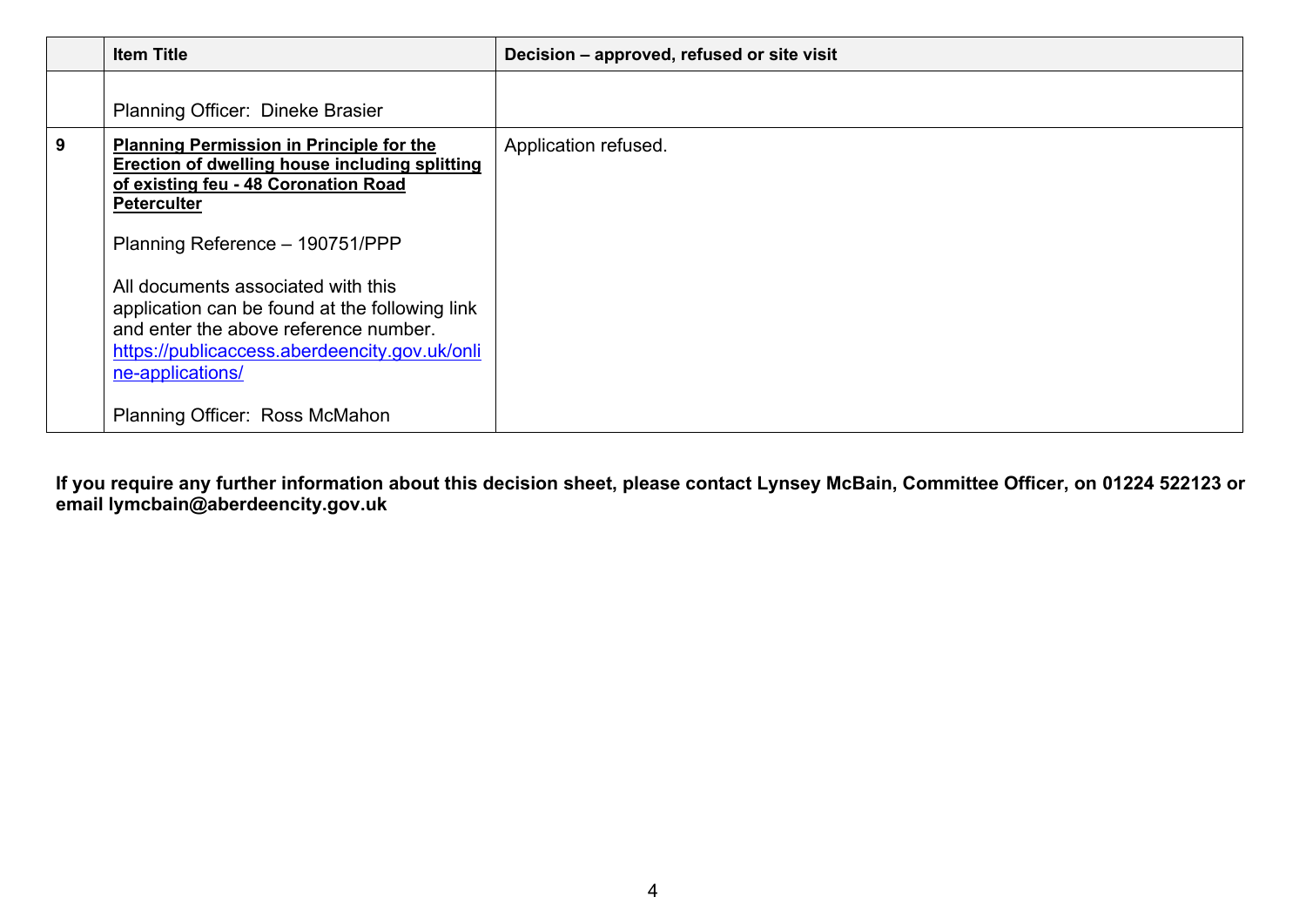| | Item Title | Decision – approved, refused or site visit |
|---|---|---|
| | Planning Officer: Dineke Brasier | |
| 9 | **Planning Permission in Principle for the Erection of dwelling house including splitting of existing feu - 48 Coronation Road Peterculter**<br><br>Planning Reference – 190751/PPP<br><br>All documents associated with this application can be found at the following link and enter the above reference number. https://publicaccess.aberdeencity.gov.uk/online-applications/<br><br>Planning Officer: Ross McMahon | Application refused. |

**If you require any further information about this decision sheet, please contact Lynsey McBain, Committee Officer, on 01224 522123 or email lymcbain@aberdeencity.gov.uk**